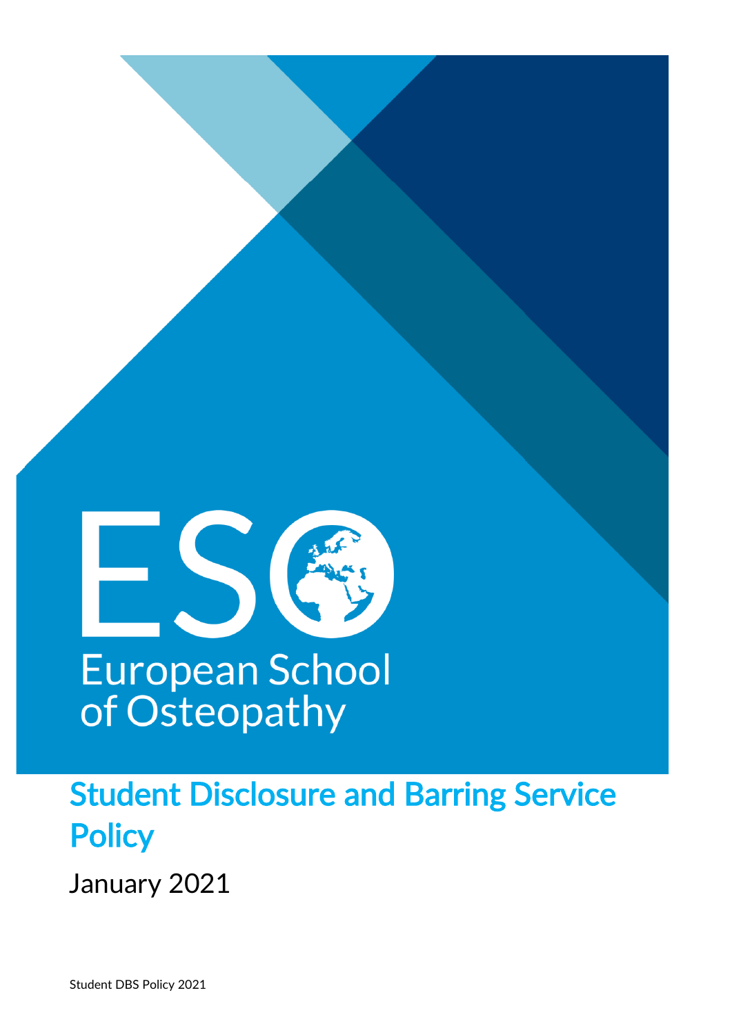ESO

European School of Osteopathy

# Student Disclosure and Barring Service Policy

January 2021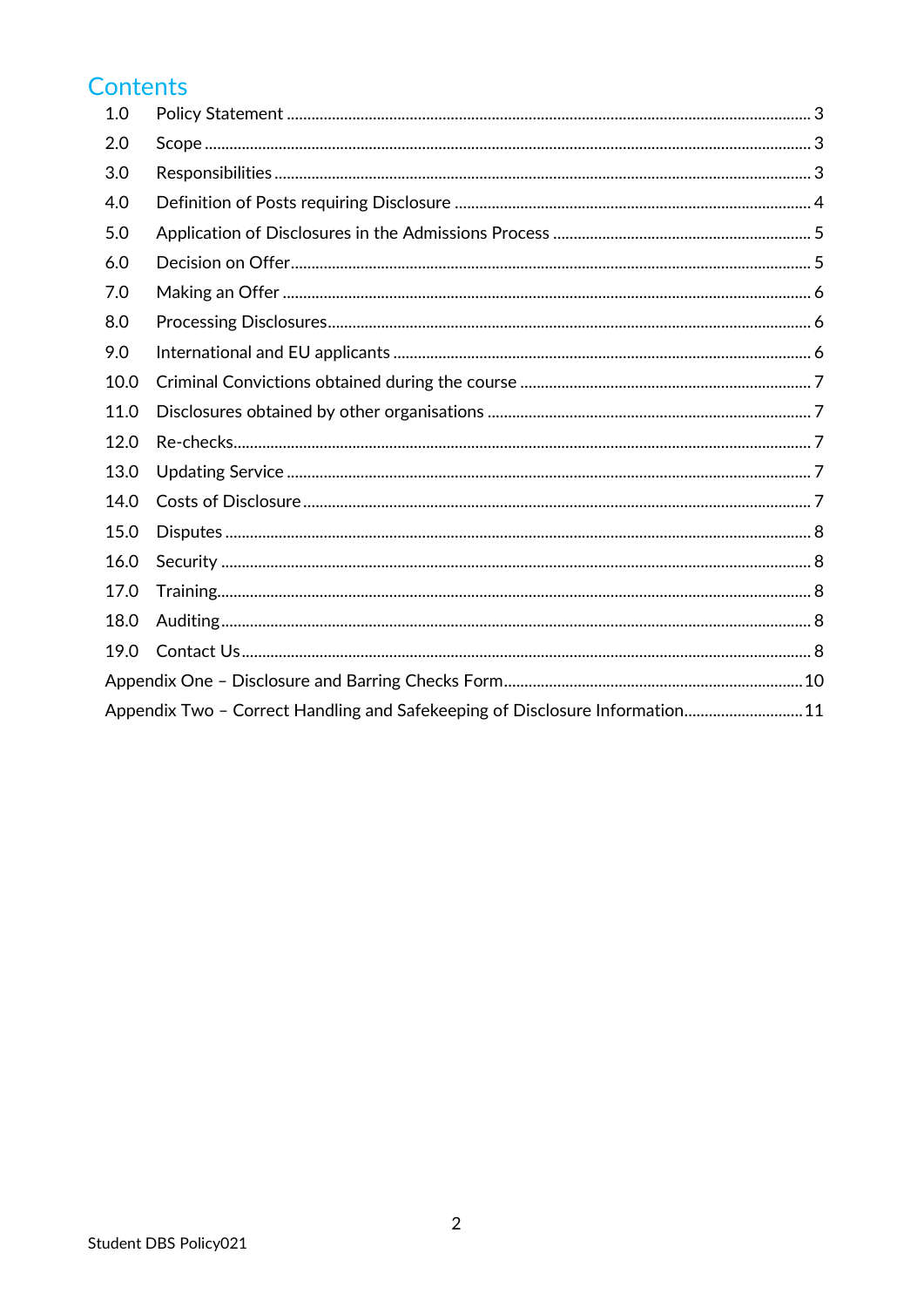# Contents

| | | |
|---|---|---|
| 1.0 | Policy Statement | 3 |
| 2.0 | Scope | 3 |
| 3.0 | Responsibilities | 3 |
| 4.0 | Definition of Posts requiring Disclosure | 4 |
| 5.0 | Application of Disclosures in the Admissions Process | 5 |
| 6.0 | Decision on Offer | 5 |
| 7.0 | Making an Offer | 6 |
| 8.0 | Processing Disclosures | 6 |
| 9.0 | International and EU applicants | 6 |
| 10.0 | Criminal Convictions obtained during the course | 7 |
| 11.0 | Disclosures obtained by other organisations | 7 |
| 12.0 | Re-checks | 7 |
| 13.0 | Updating Service | 7 |
| 14.0 | Costs of Disclosure | 7 |
| 15.0 | Disputes | 8 |
| 16.0 | Security | 8 |
| 17.0 | Training | 8 |
| 18.0 | Auditing | 8 |
| 19.0 | Contact Us | 8 |
| Appendix One – Disclosure and Barring Checks Form | | 10 |
| Appendix Two – Correct Handling and Safekeeping of Disclosure Information | | 11 |

Student DBS Policy021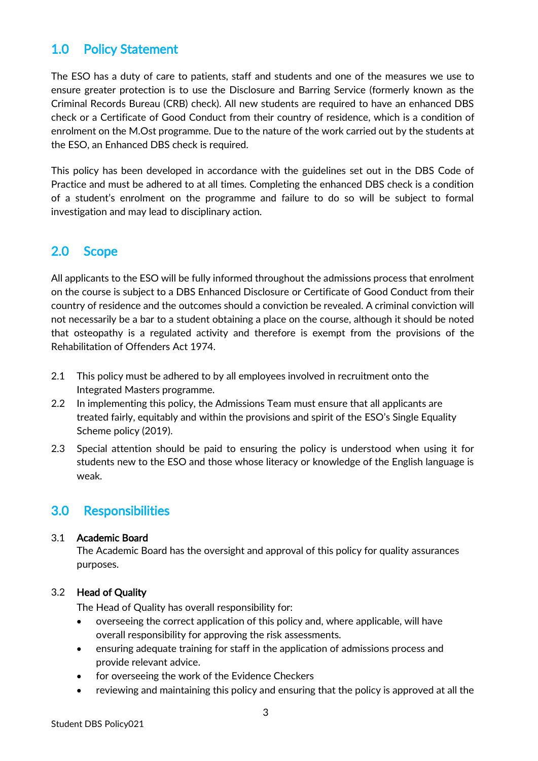## 1.0 Policy Statement

The ESO has a duty of care to patients, staff and students and one of the measures we use to ensure greater protection is to use the Disclosure and Barring Service (formerly known as the Criminal Records Bureau (CRB) check). All new students are required to have an enhanced DBS check or a Certificate of Good Conduct from their country of residence, which is a condition of enrolment on the M.Ost programme. Due to the nature of the work carried out by the students at the ESO, an Enhanced DBS check is required.

This policy has been developed in accordance with the guidelines set out in the DBS Code of Practice and must be adhered to at all times. Completing the enhanced DBS check is a condition of a student's enrolment on the programme and failure to do so will be subject to formal investigation and may lead to disciplinary action.

## 2.0 Scope

All applicants to the ESO will be fully informed throughout the admissions process that enrolment on the course is subject to a DBS Enhanced Disclosure or Certificate of Good Conduct from their country of residence and the outcomes should a conviction be revealed. A criminal conviction will not necessarily be a bar to a student obtaining a place on the course, although it should be noted that osteopathy is a regulated activity and therefore is exempt from the provisions of the Rehabilitation of Offenders Act 1974.

2.1 This policy must be adhered to by all employees involved in recruitment onto the Integrated Masters programme.

2.2 In implementing this policy, the Admissions Team must ensure that all applicants are treated fairly, equitably and within the provisions and spirit of the ESO's Single Equality Scheme policy (2019).

2.3 Special attention should be paid to ensuring the policy is understood when using it for students new to the ESO and those whose literacy or knowledge of the English language is weak.

## 3.0 Responsibilities

3.1 **Academic Board**

The Academic Board has the oversight and approval of this policy for quality assurances purposes.

3.2 **Head of Quality**

The Head of Quality has overall responsibility for:

- overseeing the correct application of this policy and, where applicable, will have overall responsibility for approving the risk assessments.
- ensuring adequate training for staff in the application of admissions process and provide relevant advice.
- for overseeing the work of the Evidence Checkers
- reviewing and maintaining this policy and ensuring that the policy is approved at all the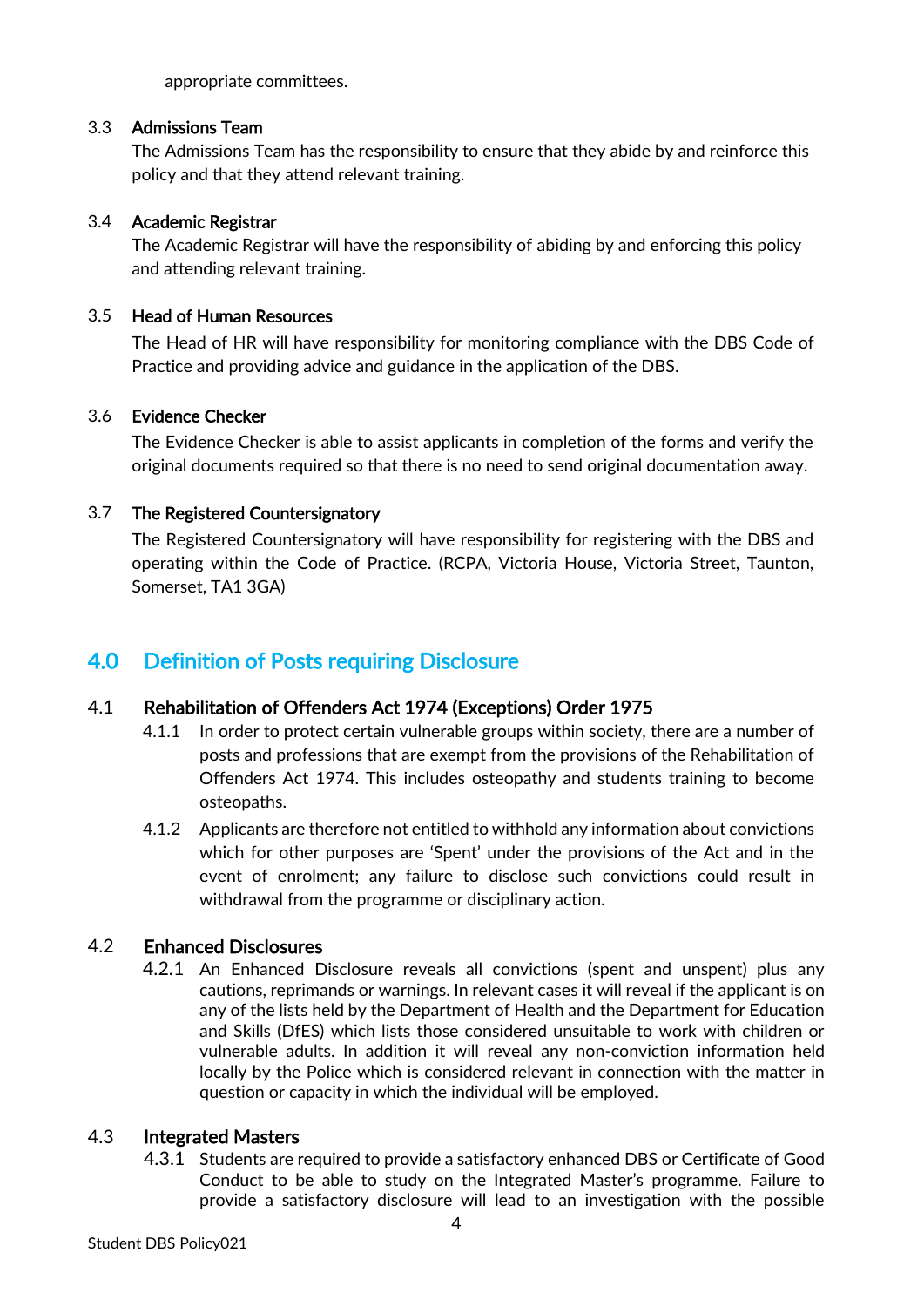appropriate committees.

### 3.3 Admissions Team

The Admissions Team has the responsibility to ensure that they abide by and reinforce this policy and that they attend relevant training.

### 3.4 Academic Registrar

The Academic Registrar will have the responsibility of abiding by and enforcing this policy and attending relevant training.

### 3.5 Head of Human Resources

The Head of HR will have responsibility for monitoring compliance with the DBS Code of Practice and providing advice and guidance in the application of the DBS.

### 3.6 Evidence Checker

The Evidence Checker is able to assist applicants in completion of the forms and verify the original documents required so that there is no need to send original documentation away.

### 3.7 The Registered Countersignatory

The Registered Countersignatory will have responsibility for registering with the DBS and operating within the Code of Practice. (RCPA, Victoria House, Victoria Street, Taunton, Somerset, TA1 3GA)

## 4.0 Definition of Posts requiring Disclosure

### 4.1 Rehabilitation of Offenders Act 1974 (Exceptions) Order 1975

4.1.1 In order to protect certain vulnerable groups within society, there are a number of posts and professions that are exempt from the provisions of the Rehabilitation of Offenders Act 1974. This includes osteopathy and students training to become osteopaths.

4.1.2 Applicants are therefore not entitled to withhold any information about convictions which for other purposes are 'Spent' under the provisions of the Act and in the event of enrolment; any failure to disclose such convictions could result in withdrawal from the programme or disciplinary action.

### 4.2 Enhanced Disclosures

4.2.1 An Enhanced Disclosure reveals all convictions (spent and unspent) plus any cautions, reprimands or warnings. In relevant cases it will reveal if the applicant is on any of the lists held by the Department of Health and the Department for Education and Skills (DfES) which lists those considered unsuitable to work with children or vulnerable adults. In addition it will reveal any non-conviction information held locally by the Police which is considered relevant in connection with the matter in question or capacity in which the individual will be employed.

### 4.3 Integrated Masters

4.3.1 Students are required to provide a satisfactory enhanced DBS or Certificate of Good Conduct to be able to study on the Integrated Master's programme. Failure to provide a satisfactory disclosure will lead to an investigation with the possible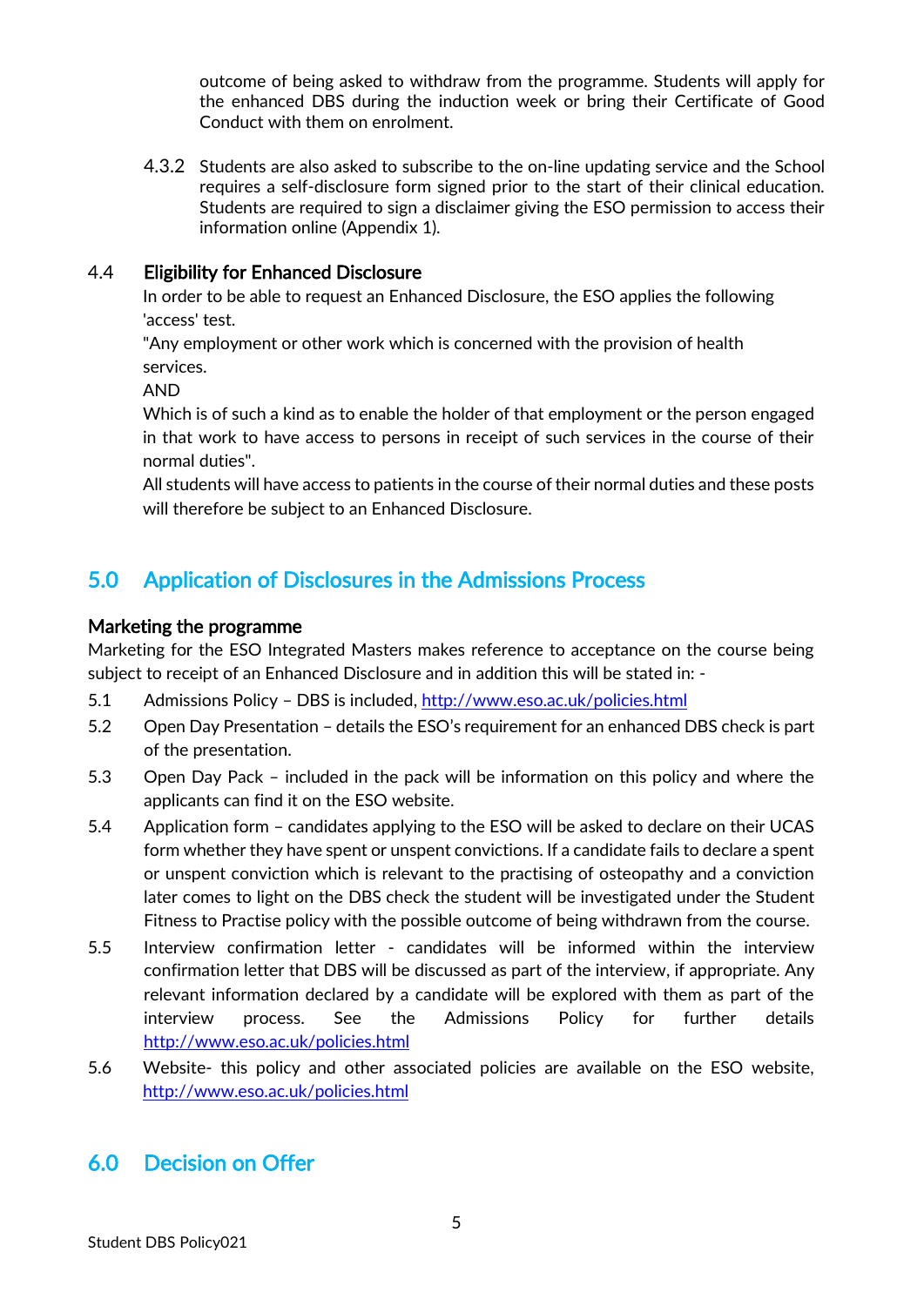outcome of being asked to withdraw from the programme. Students will apply for the enhanced DBS during the induction week or bring their Certificate of Good Conduct with them on enrolment.

4.3.2 Students are also asked to subscribe to the on-line updating service and the School requires a self-disclosure form signed prior to the start of their clinical education. Students are required to sign a disclaimer giving the ESO permission to access their information online (Appendix 1).

### 4.4 Eligibility for Enhanced Disclosure

In order to be able to request an Enhanced Disclosure, the ESO applies the following 'access' test.

"Any employment or other work which is concerned with the provision of health services.

AND

Which is of such a kind as to enable the holder of that employment or the person engaged in that work to have access to persons in receipt of such services in the course of their normal duties".

All students will have access to patients in the course of their normal duties and these posts will therefore be subject to an Enhanced Disclosure.

## 5.0 Application of Disclosures in the Admissions Process

### Marketing the programme

Marketing for the ESO Integrated Masters makes reference to acceptance on the course being subject to receipt of an Enhanced Disclosure and in addition this will be stated in: -

5.1 Admissions Policy – DBS is included, http://www.eso.ac.uk/policies.html

5.2 Open Day Presentation – details the ESO's requirement for an enhanced DBS check is part of the presentation.

5.3 Open Day Pack – included in the pack will be information on this policy and where the applicants can find it on the ESO website.

5.4 Application form – candidates applying to the ESO will be asked to declare on their UCAS form whether they have spent or unspent convictions. If a candidate fails to declare a spent or unspent conviction which is relevant to the practising of osteopathy and a conviction later comes to light on the DBS check the student will be investigated under the Student Fitness to Practise policy with the possible outcome of being withdrawn from the course.

5.5 Interview confirmation letter - candidates will be informed within the interview confirmation letter that DBS will be discussed as part of the interview, if appropriate. Any relevant information declared by a candidate will be explored with them as part of the interview process. See the Admissions Policy for further details http://www.eso.ac.uk/policies.html

5.6 Website- this policy and other associated policies are available on the ESO website, http://www.eso.ac.uk/policies.html

## 6.0 Decision on Offer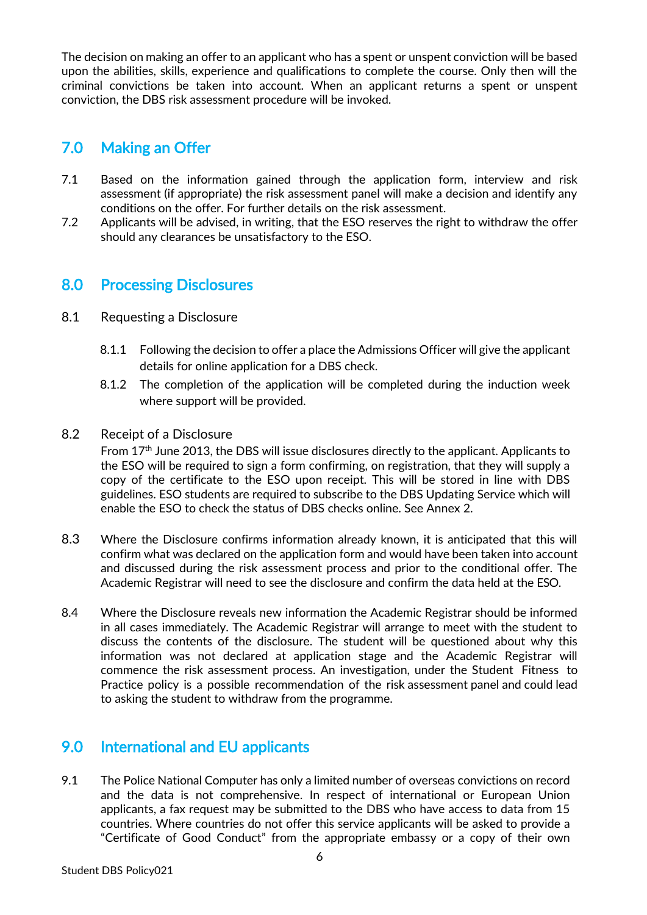The decision on making an offer to an applicant who has a spent or unspent conviction will be based upon the abilities, skills, experience and qualifications to complete the course. Only then will the criminal convictions be taken into account. When an applicant returns a spent or unspent conviction, the DBS risk assessment procedure will be invoked.

## 7.0 Making an Offer

7.1 Based on the information gained through the application form, interview and risk assessment (if appropriate) the risk assessment panel will make a decision and identify any conditions on the offer. For further details on the risk assessment.

7.2 Applicants will be advised, in writing, that the ESO reserves the right to withdraw the offer should any clearances be unsatisfactory to the ESO.

## 8.0 Processing Disclosures

8.1 Requesting a Disclosure

8.1.1 Following the decision to offer a place the Admissions Officer will give the applicant details for online application for a DBS check.

8.1.2 The completion of the application will be completed during the induction week where support will be provided.

8.2 Receipt of a Disclosure

From 17th June 2013, the DBS will issue disclosures directly to the applicant. Applicants to the ESO will be required to sign a form confirming, on registration, that they will supply a copy of the certificate to the ESO upon receipt. This will be stored in line with DBS guidelines. ESO students are required to subscribe to the DBS Updating Service which will enable the ESO to check the status of DBS checks online. See Annex 2.

8.3 Where the Disclosure confirms information already known, it is anticipated that this will confirm what was declared on the application form and would have been taken into account and discussed during the risk assessment process and prior to the conditional offer. The Academic Registrar will need to see the disclosure and confirm the data held at the ESO.

8.4 Where the Disclosure reveals new information the Academic Registrar should be informed in all cases immediately. The Academic Registrar will arrange to meet with the student to discuss the contents of the disclosure. The student will be questioned about why this information was not declared at application stage and the Academic Registrar will commence the risk assessment process. An investigation, under the Student Fitness to Practice policy is a possible recommendation of the risk assessment panel and could lead to asking the student to withdraw from the programme.

## 9.0 International and EU applicants

9.1 The Police National Computer has only a limited number of overseas convictions on record and the data is not comprehensive. In respect of international or European Union applicants, a fax request may be submitted to the DBS who have access to data from 15 countries. Where countries do not offer this service applicants will be asked to provide a "Certificate of Good Conduct" from the appropriate embassy or a copy of their own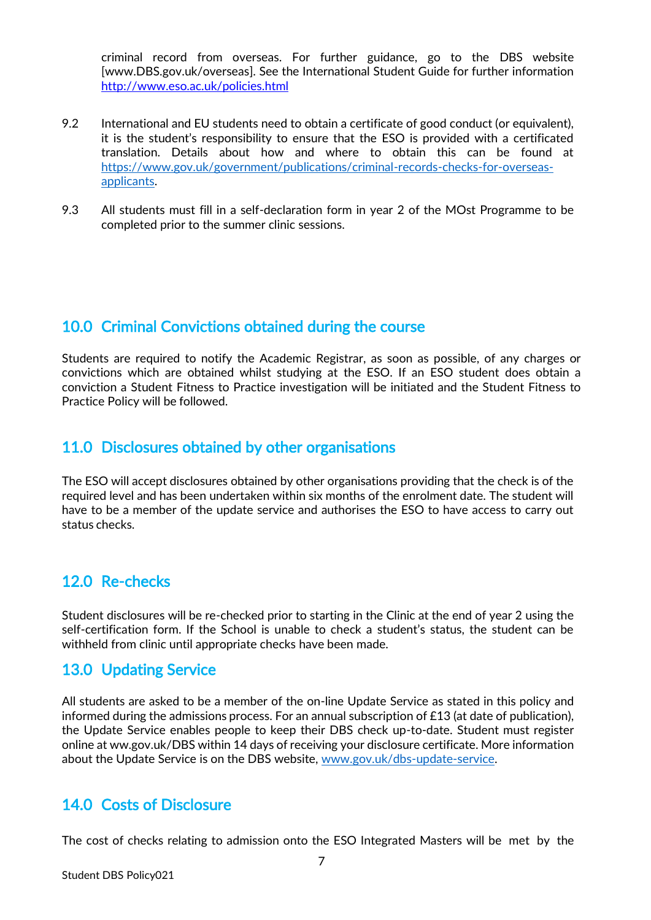criminal record from overseas. For further guidance, go to the DBS website [www.DBS.gov.uk/overseas]. See the International Student Guide for further information http://www.eso.ac.uk/policies.html

9.2 International and EU students need to obtain a certificate of good conduct (or equivalent), it is the student's responsibility to ensure that the ESO is provided with a certificated translation. Details about how and where to obtain this can be found at https://www.gov.uk/government/publications/criminal-records-checks-for-overseas-applicants.

9.3 All students must fill in a self-declaration form in year 2 of the MOst Programme to be completed prior to the summer clinic sessions.

## 10.0 Criminal Convictions obtained during the course

Students are required to notify the Academic Registrar, as soon as possible, of any charges or convictions which are obtained whilst studying at the ESO. If an ESO student does obtain a conviction a Student Fitness to Practice investigation will be initiated and the Student Fitness to Practice Policy will be followed.

## 11.0 Disclosures obtained by other organisations

The ESO will accept disclosures obtained by other organisations providing that the check is of the required level and has been undertaken within six months of the enrolment date. The student will have to be a member of the update service and authorises the ESO to have access to carry out status checks.

## 12.0 Re-checks

Student disclosures will be re-checked prior to starting in the Clinic at the end of year 2 using the self-certification form. If the School is unable to check a student's status, the student can be withheld from clinic until appropriate checks have been made.

## 13.0 Updating Service

All students are asked to be a member of the on-line Update Service as stated in this policy and informed during the admissions process. For an annual subscription of £13 (at date of publication), the Update Service enables people to keep their DBS check up-to-date. Student must register online at ww.gov.uk/DBS within 14 days of receiving your disclosure certificate. More information about the Update Service is on the DBS website, www.gov.uk/dbs-update-service.

## 14.0 Costs of Disclosure

The cost of checks relating to admission onto the ESO Integrated Masters will be met by the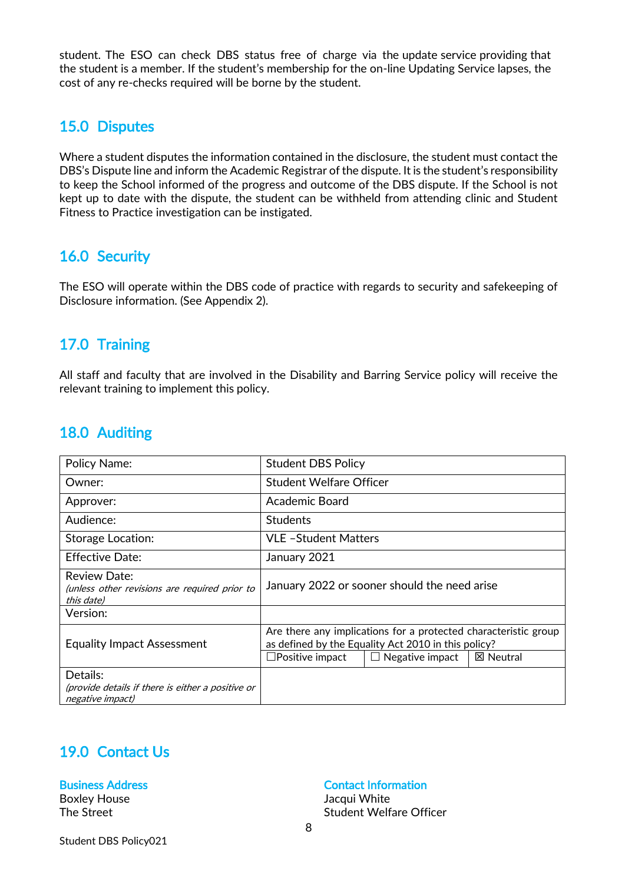student. The ESO can check DBS status free of charge via the update service providing that the student is a member. If the student's membership for the on-line Updating Service lapses, the cost of any re-checks required will be borne by the student.

## 15.0 Disputes

Where a student disputes the information contained in the disclosure, the student must contact the DBS's Dispute line and inform the Academic Registrar of the dispute. It is the student's responsibility to keep the School informed of the progress and outcome of the DBS dispute. If the School is not kept up to date with the dispute, the student can be withheld from attending clinic and Student Fitness to Practice investigation can be instigated.

## 16.0 Security

The ESO will operate within the DBS code of practice with regards to security and safekeeping of Disclosure information. (See Appendix 2).

## 17.0 Training

All staff and faculty that are involved in the Disability and Barring Service policy will receive the relevant training to implement this policy.

## 18.0 Auditing

| Policy Name: | Student DBS Policy | | |
|---|---|---|---|
| Owner: | Student Welfare Officer | | |
| Approver: | Academic Board | | |
| Audience: | Students | | |
| Storage Location: | VLE –Student Matters | | |
| Effective Date: | January 2021 | | |
| Review Date: *(unless other revisions are required prior to this date)* | January 2022 or sooner should the need arise | | |
| Version: | | | |
| Equality Impact Assessment | Are there any implications for a protected characteristic group as defined by the Equality Act 2010 in this policy? | | |
| | ☐Positive impact | ☐ Negative impact | ☒ Neutral |
| Details: *(provide details if there is either a positive or negative impact)* | | | |

## 19.0 Contact Us

**Business Address**
Boxley House
The Street

**Contact Information**
Jacqui White
Student Welfare Officer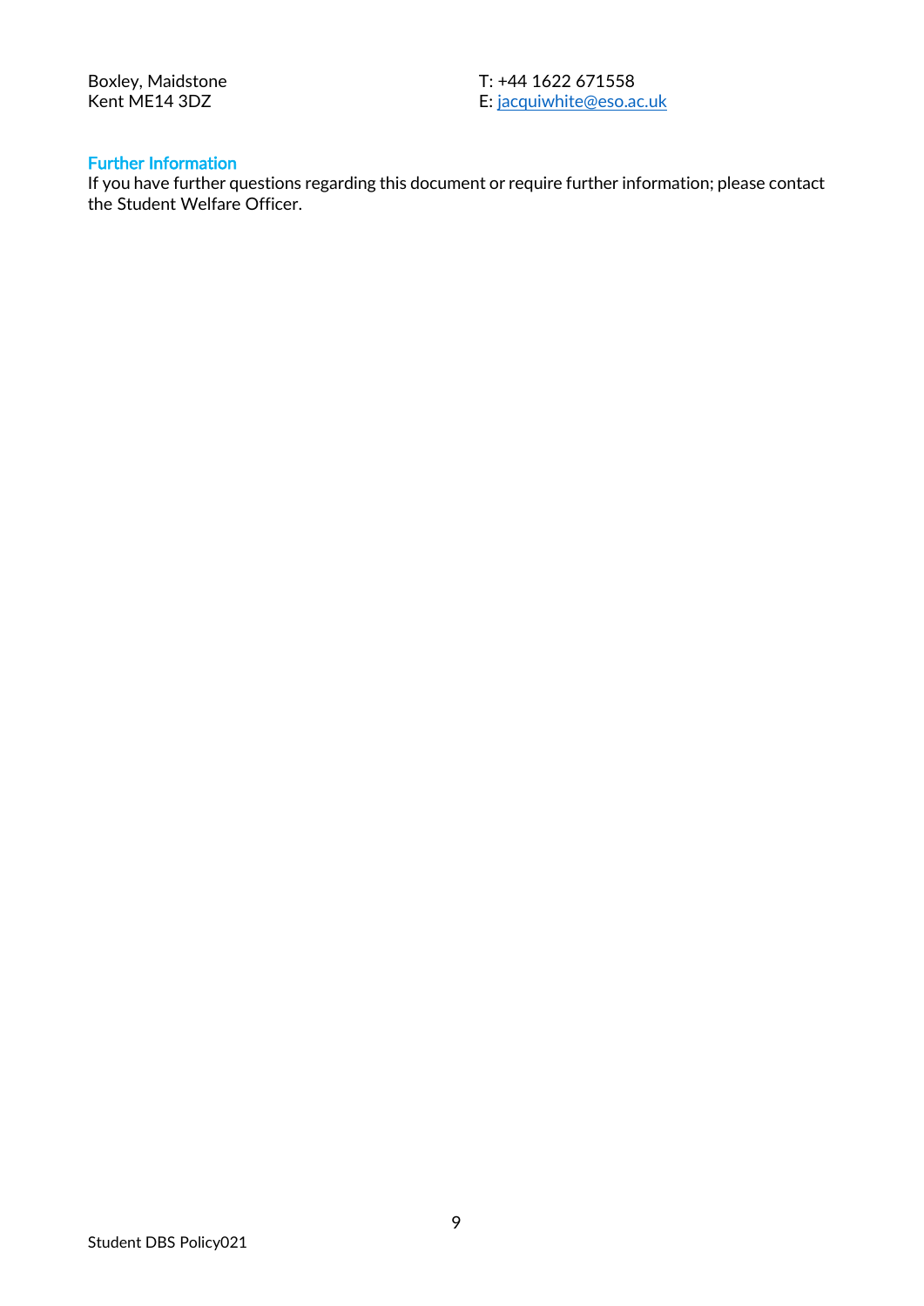Boxley, Maidstone
Kent ME14 3DZ

T: +44 1622 671558
E: jacquiwhite@eso.ac.uk

### Further Information

If you have further questions regarding this document or require further information; please contact the Student Welfare Officer.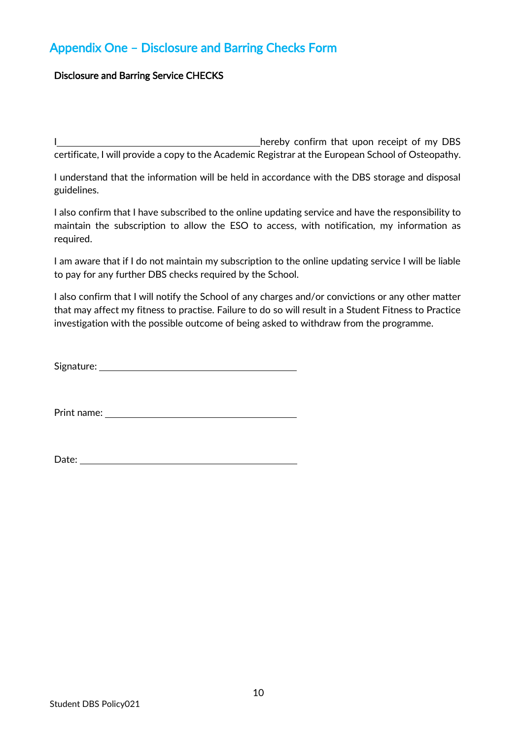## Appendix One – Disclosure and Barring Checks Form

**Disclosure and Barring Service CHECKS**

I\_\_\_\_\_\_\_\_\_\_\_\_\_\_\_\_\_\_\_\_\_\_\_\_\_\_\_\_\_\_\_\_\_\_\_\_\_\_\_\_hereby confirm that upon receipt of my DBS certificate, I will provide a copy to the Academic Registrar at the European School of Osteopathy.

I understand that the information will be held in accordance with the DBS storage and disposal guidelines.

I also confirm that I have subscribed to the online updating service and have the responsibility to maintain the subscription to allow the ESO to access, with notification, my information as required.

I am aware that if I do not maintain my subscription to the online updating service I will be liable to pay for any further DBS checks required by the School.

I also confirm that I will notify the School of any charges and/or convictions or any other matter that may affect my fitness to practise. Failure to do so will result in a Student Fitness to Practice investigation with the possible outcome of being asked to withdraw from the programme.

Signature: \_\_\_\_\_\_\_\_\_\_\_\_\_\_\_\_\_\_\_\_\_\_\_\_\_\_\_\_\_\_\_\_\_\_\_\_\_\_\_\_

Print name: \_\_\_\_\_\_\_\_\_\_\_\_\_\_\_\_\_\_\_\_\_\_\_\_\_\_\_\_\_\_\_\_\_\_\_\_\_\_\_\_

Date: \_\_\_\_\_\_\_\_\_\_\_\_\_\_\_\_\_\_\_\_\_\_\_\_\_\_\_\_\_\_\_\_\_\_\_\_\_\_\_\_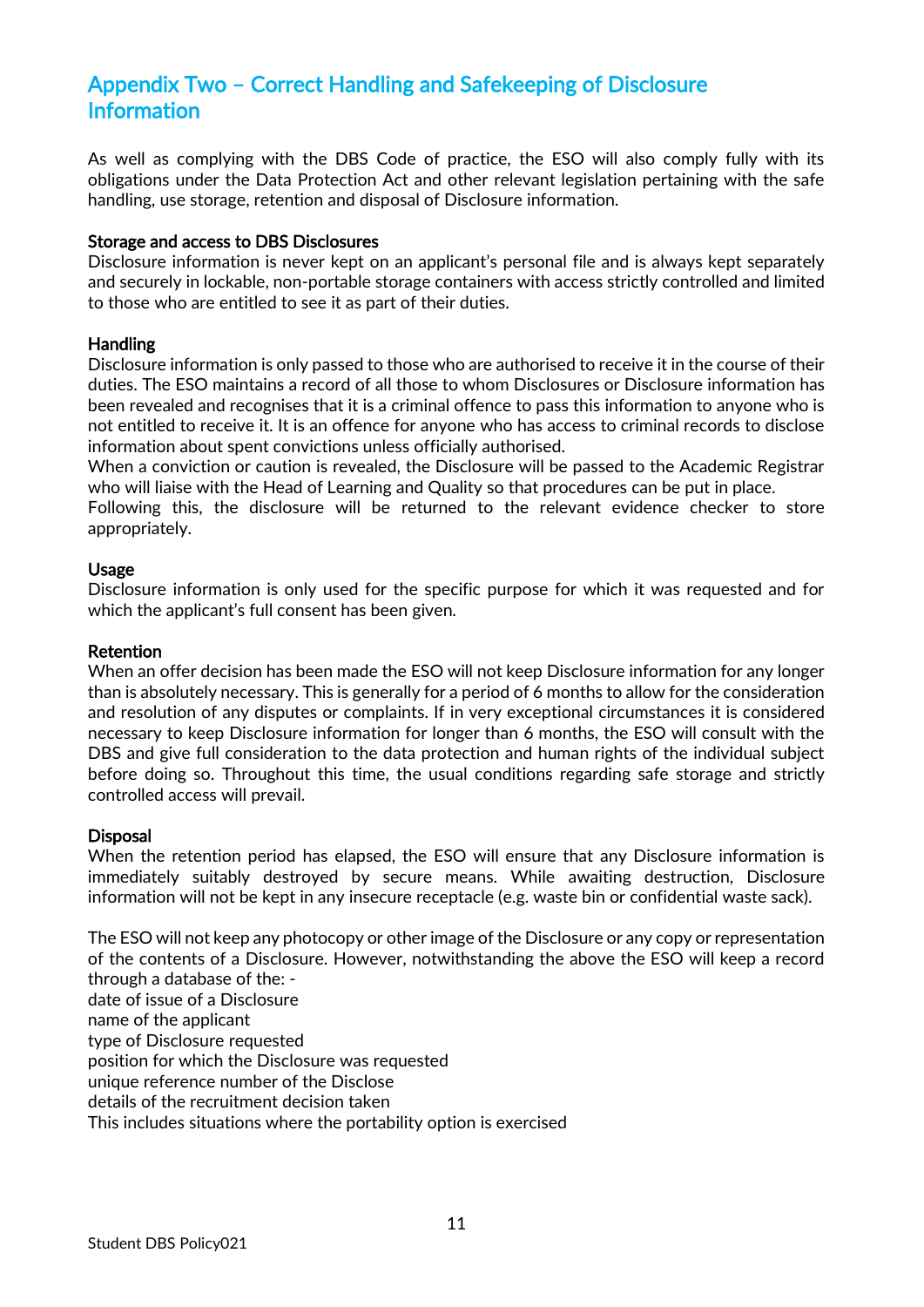## Appendix Two – Correct Handling and Safekeeping of Disclosure Information

As well as complying with the DBS Code of practice, the ESO will also comply fully with its obligations under the Data Protection Act and other relevant legislation pertaining with the safe handling, use storage, retention and disposal of Disclosure information.

**Storage and access to DBS Disclosures**
Disclosure information is never kept on an applicant's personal file and is always kept separately and securely in lockable, non-portable storage containers with access strictly controlled and limited to those who are entitled to see it as part of their duties.

**Handling**
Disclosure information is only passed to those who are authorised to receive it in the course of their duties. The ESO maintains a record of all those to whom Disclosures or Disclosure information has been revealed and recognises that it is a criminal offence to pass this information to anyone who is not entitled to receive it. It is an offence for anyone who has access to criminal records to disclose information about spent convictions unless officially authorised.
When a conviction or caution is revealed, the Disclosure will be passed to the Academic Registrar who will liaise with the Head of Learning and Quality so that procedures can be put in place.
Following this, the disclosure will be returned to the relevant evidence checker to store appropriately.

**Usage**
Disclosure information is only used for the specific purpose for which it was requested and for which the applicant's full consent has been given.

**Retention**
When an offer decision has been made the ESO will not keep Disclosure information for any longer than is absolutely necessary. This is generally for a period of 6 months to allow for the consideration and resolution of any disputes or complaints. If in very exceptional circumstances it is considered necessary to keep Disclosure information for longer than 6 months, the ESO will consult with the DBS and give full consideration to the data protection and human rights of the individual subject before doing so. Throughout this time, the usual conditions regarding safe storage and strictly controlled access will prevail.

**Disposal**
When the retention period has elapsed, the ESO will ensure that any Disclosure information is immediately suitably destroyed by secure means. While awaiting destruction, Disclosure information will not be kept in any insecure receptacle (e.g. waste bin or confidential waste sack).

The ESO will not keep any photocopy or other image of the Disclosure or any copy or representation of the contents of a Disclosure. However, notwithstanding the above the ESO will keep a record through a database of the: -
date of issue of a Disclosure
name of the applicant
type of Disclosure requested
position for which the Disclosure was requested
unique reference number of the Disclose
details of the recruitment decision taken
This includes situations where the portability option is exercised